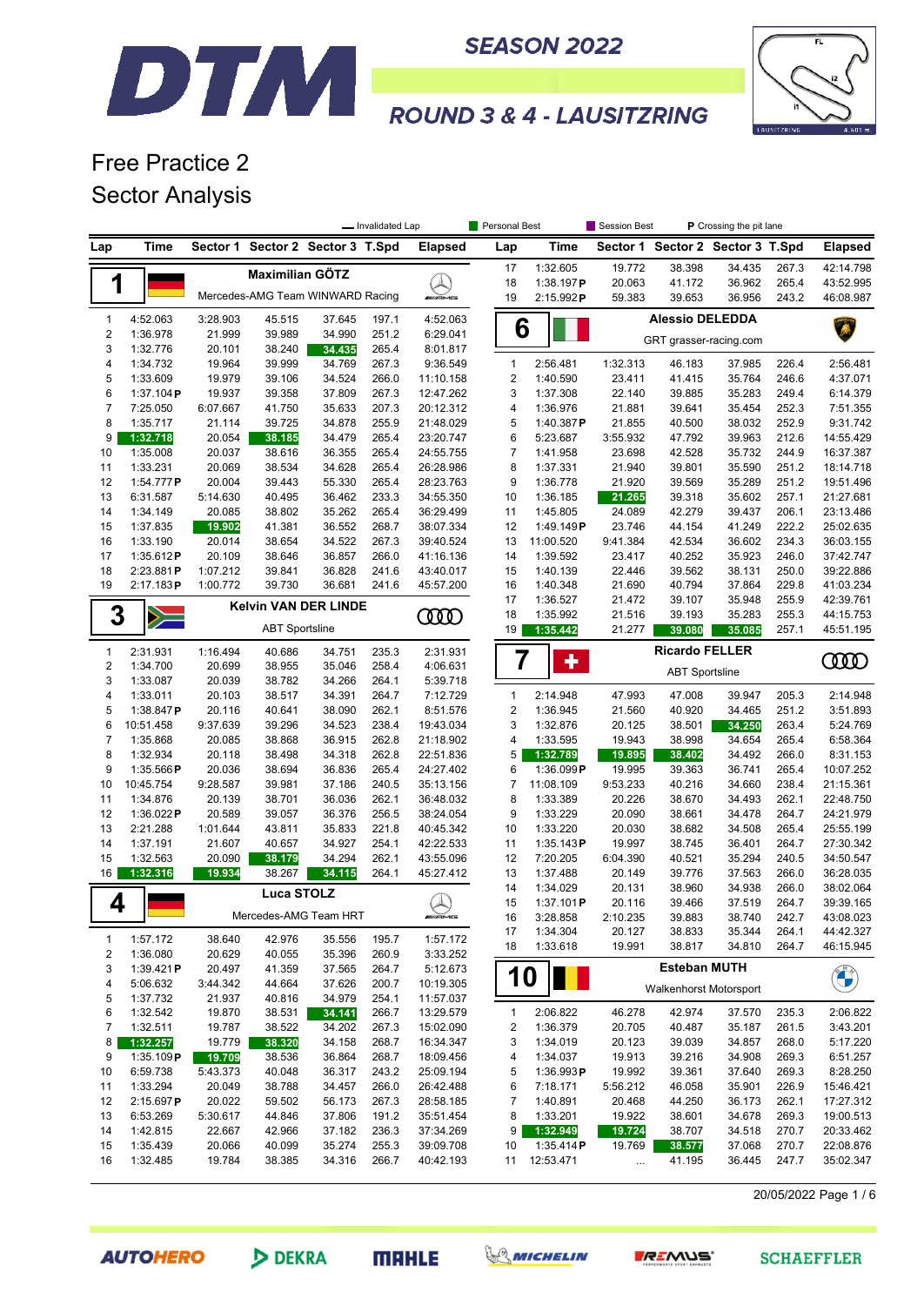# DTM SEASON 2022

## ROUND 3 & 4 - LAUSITZRING

# Free Practice 2

# Sector Analysis

— Invalidated Lap | Personal Best | Session Best | P Crossing the pit lane

## 1 Maximilian GÖTZ — Mercedes-AMG Team WINWARD Racing

| Lap | Time | Sector 1 | Sector 2 | Sector 3 | T.Spd | Elapsed |
|---|---|---|---|---|---|---|
| 1 | 4:52.063 | 3:28.903 | 45.515 | 37.645 | 197.1 | 4:52.063 |
| 2 | 1:36.978 | 21.999 | 39.989 | 34.990 | 251.2 | 6:29.041 |
| 3 | 1:32.776 | 20.101 | 38.240 | 34.435 | 265.4 | 8:01.817 |
| 4 | 1:34.732 | 19.964 | 39.999 | 34.769 | 267.3 | 9:36.549 |
| 5 | 1:33.609 | 19.979 | 39.106 | 34.524 | 266.0 | 11:10.158 |
| 6 | 1:37.104 P | 19.937 | 39.358 | 37.809 | 267.3 | 12:47.262 |
| 7 | 7:25.050 | 6:07.667 | 41.750 | 35.633 | 207.3 | 20:12.312 |
| 8 | 1:35.717 | 21.114 | 39.725 | 34.878 | 255.9 | 21:48.029 |
| 9 | 1:32.718 | 20.054 | 38.185 | 34.479 | 265.4 | 23:20.747 |
| 10 | 1:35.008 | 20.037 | 38.616 | 36.355 | 265.4 | 24:55.755 |
| 11 | 1:33.231 | 20.069 | 38.534 | 34.628 | 265.4 | 26:28.986 |
| 12 | 1:54.777 P | 20.004 | 39.443 | 55.330 | 265.4 | 28:23.763 |
| 13 | 6:31.587 | 5:14.630 | 40.495 | 36.462 | 233.3 | 34:55.350 |
| 14 | 1:34.149 | 20.085 | 38.802 | 35.262 | 265.4 | 36:29.499 |
| 15 | 1:37.835 | 19.902 | 41.381 | 36.552 | 268.7 | 38:07.334 |
| 16 | 1:33.190 | 20.014 | 38.654 | 34.522 | 267.3 | 39:40.524 |
| 17 | 1:35.612 P | 20.109 | 38.646 | 36.857 | 266.0 | 41:16.136 |
| 18 | 2:23.881 P | 1:07.212 | 39.841 | 36.828 | 241.6 | 43:40.017 |
| 19 | 2:17.183 P | 1:00.772 | 39.730 | 36.681 | 241.6 | 45:57.200 |

## 3 Kelvin VAN DER LINDE — ABT Sportsline

| Lap | Time | Sector 1 | Sector 2 | Sector 3 | T.Spd | Elapsed |
|---|---|---|---|---|---|---|
| 1 | 2:31.931 | 1:16.494 | 40.686 | 34.751 | 235.3 | 2:31.931 |
| 2 | 1:34.700 | 20.699 | 38.955 | 35.046 | 258.4 | 4:06.631 |
| 3 | 1:33.087 | 20.039 | 38.782 | 34.266 | 264.1 | 5:39.718 |
| 4 | 1:33.011 | 20.103 | 38.517 | 34.391 | 264.7 | 7:12.729 |
| 5 | 1:38.847 P | 20.116 | 40.641 | 38.090 | 262.1 | 8:51.576 |
| 6 | 10:51.458 | 9:37.639 | 39.296 | 34.523 | 238.4 | 19:43.034 |
| 7 | 1:35.868 | 20.085 | 38.868 | 36.915 | 262.8 | 21:18.902 |
| 8 | 1:32.934 | 20.118 | 38.498 | 34.318 | 262.8 | 22:51.836 |
| 9 | 1:35.566 P | 20.036 | 38.694 | 36.836 | 265.4 | 24:27.402 |
| 10 | 10:45.754 | 9:28.587 | 39.981 | 37.186 | 240.5 | 35:13.156 |
| 11 | 1:34.876 | 20.139 | 38.701 | 36.036 | 262.1 | 36:48.032 |
| 12 | 1:36.022 P | 20.589 | 39.057 | 36.376 | 256.5 | 38:24.054 |
| 13 | 2:21.288 | 1:01.644 | 43.811 | 35.833 | 221.8 | 40:45.342 |
| 14 | 1:37.191 | 21.607 | 40.657 | 34.927 | 254.1 | 42:22.533 |
| 15 | 1:32.563 | 20.090 | 38.179 | 34.294 | 262.1 | 43:55.096 |
| 16 | 1:32.316 | 19.934 | 38.267 | 34.115 | 264.1 | 45:27.412 |

## 4 Luca STOLZ — Mercedes-AMG Team HRT

| Lap | Time | Sector 1 | Sector 2 | Sector 3 | T.Spd | Elapsed |
|---|---|---|---|---|---|---|
| 1 | 1:57.172 | 38.640 | 42.976 | 35.556 | 195.7 | 1:57.172 |
| 2 | 1:36.080 | 20.629 | 40.055 | 35.396 | 260.9 | 3:33.252 |
| 3 | 1:39.421 P | 20.497 | 41.359 | 37.565 | 264.7 | 5:12.673 |
| 4 | 5:06.632 | 3:44.342 | 44.664 | 37.626 | 200.7 | 10:19.305 |
| 5 | 1:37.732 | 21.937 | 40.816 | 34.979 | 254.1 | 11:57.037 |
| 6 | 1:32.542 | 19.870 | 38.531 | 34.141 | 266.7 | 13:29.579 |
| 7 | 1:32.511 | 19.787 | 38.522 | 34.202 | 267.3 | 15:02.090 |
| 8 | 1:32.257 | 19.779 | 38.320 | 34.158 | 268.7 | 16:34.347 |
| 9 | 1:35.109 P | 19.709 | 38.536 | 36.864 | 268.7 | 18:09.456 |
| 10 | 6:59.738 | 5:43.373 | 40.048 | 36.317 | 243.2 | 25:09.194 |
| 11 | 1:33.294 | 20.049 | 38.788 | 34.457 | 266.0 | 26:42.488 |
| 12 | 2:15.697 P | 20.022 | 59.502 | 56.173 | 267.3 | 28:58.185 |
| 13 | 6:53.269 | 5:30.617 | 44.846 | 37.806 | 191.2 | 35:51.454 |
| 14 | 1:42.815 | 22.667 | 42.966 | 37.182 | 236.3 | 37:34.269 |
| 15 | 1:35.439 | 20.066 | 40.099 | 35.274 | 255.3 | 39:09.708 |
| 16 | 1:32.485 | 19.784 | 38.385 | 34.316 | 266.7 | 40:42.193 |
| 17 | 1:32.605 | 19.772 | 38.398 | 34.435 | 267.3 | 42:14.798 |
| 18 | 1:38.197 P | 20.063 | 41.172 | 36.962 | 265.4 | 43:52.995 |
| 19 | 2:15.992 P | 59.383 | 39.653 | 36.956 | 243.2 | 46:08.987 |

## 6 Alessio DELEDDA — GRT grasser-racing.com

| Lap | Time | Sector 1 | Sector 2 | Sector 3 | T.Spd | Elapsed |
|---|---|---|---|---|---|---|
| 1 | 2:56.481 | 1:32.313 | 46.183 | 37.985 | 226.4 | 2:56.481 |
| 2 | 1:40.590 | 23.411 | 41.415 | 35.764 | 246.6 | 4:37.071 |
| 3 | 1:37.308 | 22.140 | 39.885 | 35.283 | 249.4 | 6:14.379 |
| 4 | 1:36.976 | 21.881 | 39.641 | 35.454 | 252.3 | 7:51.355 |
| 5 | 1:40.387 P | 21.855 | 40.500 | 38.032 | 252.9 | 9:31.742 |
| 6 | 5:23.687 | 3:55.932 | 47.792 | 39.963 | 212.6 | 14:55.429 |
| 7 | 1:41.958 | 23.698 | 42.528 | 35.732 | 244.9 | 16:37.387 |
| 8 | 1:37.331 | 21.940 | 39.801 | 35.590 | 251.2 | 18:14.718 |
| 9 | 1:36.778 | 21.920 | 39.569 | 35.289 | 251.2 | 19:51.496 |
| 10 | 1:36.185 | 21.265 | 39.318 | 35.602 | 257.1 | 21:27.681 |
| 11 | 1:45.805 | 24.089 | 42.279 | 39.437 | 206.1 | 23:13.486 |
| 12 | 1:49.149 P | 23.746 | 44.154 | 41.249 | 222.2 | 25:02.635 |
| 13 | 11:00.520 | 9:41.384 | 42.534 | 36.602 | 234.3 | 36:03.155 |
| 14 | 1:39.592 | 23.417 | 40.252 | 35.923 | 246.0 | 37:42.747 |
| 15 | 1:40.139 | 22.446 | 39.562 | 38.131 | 250.0 | 39:22.886 |
| 16 | 1:40.348 | 21.690 | 40.794 | 37.864 | 229.8 | 41:03.234 |
| 17 | 1:36.527 | 21.472 | 39.107 | 35.948 | 255.9 | 42:39.761 |
| 18 | 1:35.992 | 21.516 | 39.193 | 35.283 | 255.3 | 44:15.753 |
| 19 | 1:35.442 | 21.277 | 39.080 | 35.085 | 257.1 | 45:51.195 |

## 7 Ricardo FELLER — ABT Sportsline

| Lap | Time | Sector 1 | Sector 2 | Sector 3 | T.Spd | Elapsed |
|---|---|---|---|---|---|---|
| 1 | 2:14.948 | 47.993 | 47.008 | 39.947 | 205.3 | 2:14.948 |
| 2 | 1:36.945 | 21.560 | 40.920 | 34.465 | 251.2 | 3:51.893 |
| 3 | 1:32.876 | 20.125 | 38.501 | 34.250 | 263.4 | 5:24.769 |
| 4 | 1:33.595 | 19.943 | 38.998 | 34.654 | 265.4 | 6:58.364 |
| 5 | 1:32.789 | 19.895 | 38.402 | 34.492 | 266.0 | 8:31.153 |
| 6 | 1:36.099 P | 19.995 | 39.363 | 36.741 | 265.4 | 10:07.252 |
| 7 | 11:08.109 | 9:53.233 | 40.216 | 34.660 | 238.4 | 21:15.361 |
| 8 | 1:33.389 | 20.226 | 38.670 | 34.493 | 262.1 | 22:48.750 |
| 9 | 1:33.229 | 20.090 | 38.661 | 34.478 | 264.7 | 24:21.979 |
| 10 | 1:33.220 | 20.030 | 38.682 | 34.508 | 265.4 | 25:55.199 |
| 11 | 1:35.143 P | 19.997 | 38.745 | 36.401 | 264.7 | 27:30.342 |
| 12 | 7:20.205 | 6:04.390 | 40.521 | 35.294 | 240.5 | 34:50.547 |
| 13 | 1:37.488 | 20.149 | 39.776 | 37.563 | 266.0 | 36:28.035 |
| 14 | 1:34.029 | 20.131 | 38.960 | 34.938 | 266.0 | 38:02.064 |
| 15 | 1:37.101 P | 20.116 | 39.466 | 37.519 | 264.7 | 39:39.165 |
| 16 | 3:28.858 | 2:10.235 | 39.883 | 38.740 | 242.7 | 43:08.023 |
| 17 | 1:34.304 | 20.127 | 38.833 | 35.344 | 264.1 | 44:42.327 |
| 18 | 1:33.618 | 19.991 | 38.817 | 34.810 | 264.7 | 46:15.945 |

## 10 Esteban MUTH — Walkenhorst Motorsport

| Lap | Time | Sector 1 | Sector 2 | Sector 3 | T.Spd | Elapsed |
|---|---|---|---|---|---|---|
| 1 | 2:06.822 | 46.278 | 42.974 | 37.570 | 235.3 | 2:06.822 |
| 2 | 1:36.379 | 20.705 | 40.487 | 35.187 | 261.5 | 3:43.201 |
| 3 | 1:34.019 | 20.123 | 39.039 | 34.857 | 268.0 | 5:17.220 |
| 4 | 1:34.037 | 19.913 | 39.216 | 34.908 | 269.3 | 6:51.257 |
| 5 | 1:36.993 P | 19.992 | 39.361 | 37.640 | 269.3 | 8:28.250 |
| 6 | 7:18.171 | 5:56.212 | 46.058 | 35.901 | 226.9 | 15:46.421 |
| 7 | 1:40.891 | 20.468 | 44.250 | 36.173 | 262.1 | 17:27.312 |
| 8 | 1:33.201 | 19.922 | 38.601 | 34.678 | 269.3 | 19:00.513 |
| 9 | 1:32.949 | 19.724 | 38.707 | 34.518 | 270.7 | 20:33.462 |
| 10 | 1:35.414 P | 19.769 | 38.577 | 37.068 | 270.7 | 22:08.876 |
| 11 | 12:53.471 | ... | 41.195 | 36.445 | 247.7 | 35:02.347 |

20/05/2022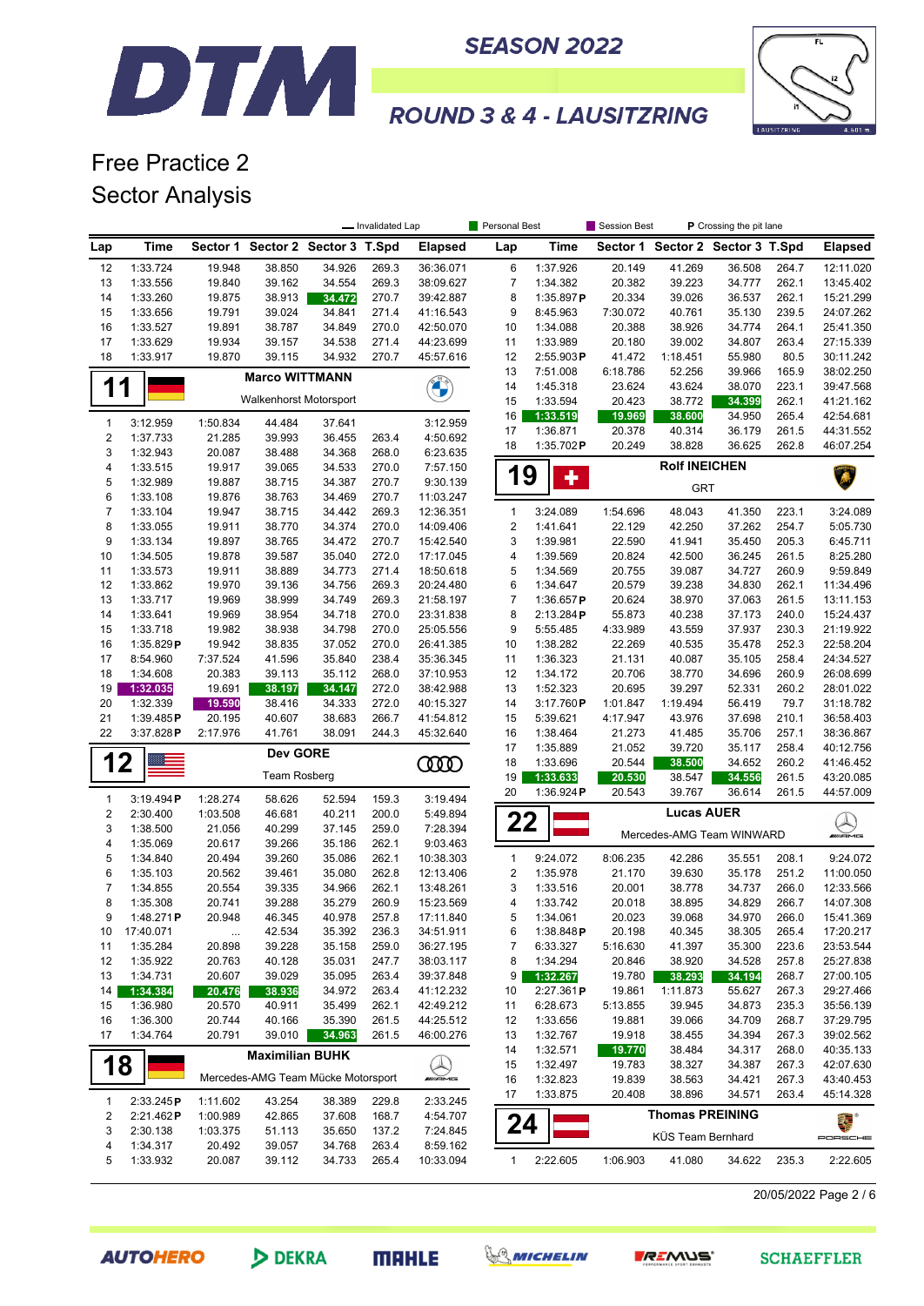# Free Practice 2
## Sector Analysis

SEASON 2022 — ROUND 3 & 4 - LAUSITZRING

Legend: Invalidated Lap | Personal Best | Session Best | P Crossing the pit lane

| Lap | Time | Sector 1 | Sector 2 | Sector 3 | T.Spd | Elapsed |
|---|---|---|---|---|---|---|
| 12 | 1:33.724 | 19.948 | 38.850 | 34.926 | 269.3 | 36:36.071 |
| 13 | 1:33.556 | 19.840 | 39.162 | 34.554 | 269.3 | 38:09.627 |
| 14 | 1:33.260 | 19.875 | 38.913 | 34.472 | 270.7 | 39:42.887 |
| 15 | 1:33.656 | 19.791 | 39.024 | 34.841 | 271.4 | 41:16.543 |
| 16 | 1:33.527 | 19.891 | 38.787 | 34.849 | 270.0 | 42:50.070 |
| 17 | 1:33.629 | 19.934 | 39.157 | 34.538 | 271.4 | 44:23.699 |
| 18 | 1:33.917 | 19.870 | 39.115 | 34.932 | 270.7 | 45:57.616 |

### 11 — Marco WITTMANN — Walkenhorst Motorsport

| Lap | Time | Sector 1 | Sector 2 | Sector 3 | T.Spd | Elapsed |
|---|---|---|---|---|---|---|
| 1 | 3:12.959 | 1:50.834 | 44.484 | 37.641 | | 3:12.959 |
| 2 | 1:37.733 | 21.285 | 39.993 | 36.455 | 263.4 | 4:50.692 |
| 3 | 1:32.943 | 20.087 | 38.488 | 34.368 | 268.0 | 6:23.635 |
| 4 | 1:33.515 | 19.917 | 39.065 | 34.533 | 270.0 | 7:57.150 |
| 5 | 1:32.989 | 19.887 | 38.715 | 34.387 | 270.7 | 9:30.139 |
| 6 | 1:33.108 | 19.876 | 38.763 | 34.469 | 270.7 | 11:03.247 |
| 7 | 1:33.104 | 19.947 | 38.715 | 34.442 | 269.3 | 12:36.351 |
| 8 | 1:33.055 | 19.911 | 38.770 | 34.374 | 270.0 | 14:09.406 |
| 9 | 1:33.134 | 19.897 | 38.765 | 34.472 | 270.7 | 15:42.540 |
| 10 | 1:34.505 | 19.878 | 39.587 | 35.040 | 272.0 | 17:17.045 |
| 11 | 1:33.573 | 19.911 | 38.889 | 34.773 | 271.4 | 18:50.618 |
| 12 | 1:33.862 | 19.970 | 39.136 | 34.756 | 269.3 | 20:24.480 |
| 13 | 1:33.717 | 19.969 | 38.999 | 34.749 | 269.3 | 21:58.197 |
| 14 | 1:33.641 | 19.969 | 38.954 | 34.718 | 270.0 | 23:31.838 |
| 15 | 1:33.718 | 19.982 | 38.938 | 34.798 | 270.0 | 25:05.556 |
| 16 | 1:35.829 P | 19.942 | 38.835 | 37.052 | 270.0 | 26:41.385 |
| 17 | 8:54.960 | 7:37.524 | 41.596 | 35.840 | 238.4 | 35:36.345 |
| 18 | 1:34.608 | 20.383 | 39.113 | 35.112 | 268.0 | 37:10.953 |
| 19 | 1:32.035 | 19.691 | 38.197 | 34.147 | 272.0 | 38:42.988 |
| 20 | 1:32.339 | 19.590 | 38.416 | 34.333 | 272.0 | 40:15.327 |
| 21 | 1:39.485 P | 20.195 | 40.607 | 38.683 | 266.7 | 41:54.812 |
| 22 | 3:37.828 P | 2:17.976 | 41.761 | 38.091 | 244.3 | 45:32.640 |

### 12 — Dev GORE — Team Rosberg

| Lap | Time | Sector 1 | Sector 2 | Sector 3 | T.Spd | Elapsed |
|---|---|---|---|---|---|---|
| 1 | 3:19.494 P | 1:28.274 | 58.626 | 52.594 | 159.3 | 3:19.494 |
| 2 | 2:30.400 | 1:03.508 | 46.681 | 40.211 | 200.0 | 5:49.894 |
| 3 | 1:38.500 | 21.056 | 40.299 | 37.145 | 259.0 | 7:28.394 |
| 4 | 1:35.069 | 20.617 | 39.266 | 35.186 | 262.1 | 9:03.463 |
| 5 | 1:34.840 | 20.494 | 39.260 | 35.086 | 262.1 | 10:38.303 |
| 6 | 1:35.103 | 20.562 | 39.461 | 35.080 | 262.8 | 12:13.406 |
| 7 | 1:34.855 | 20.554 | 39.335 | 34.966 | 262.1 | 13:48.261 |
| 8 | 1:35.308 | 20.741 | 39.288 | 35.279 | 260.9 | 15:23.569 |
| 9 | 1:48.271 P | 20.948 | 46.345 | 40.978 | 257.8 | 17:11.840 |
| 10 | 17:40.071 | ... | 42.534 | 35.392 | 236.3 | 34:51.911 |
| 11 | 1:35.284 | 20.898 | 39.228 | 35.158 | 259.0 | 36:27.195 |
| 12 | 1:35.922 | 20.763 | 40.128 | 35.031 | 247.7 | 38:03.117 |
| 13 | 1:34.731 | 20.607 | 39.029 | 35.095 | 263.4 | 39:37.848 |
| 14 | 1:34.384 | 20.476 | 38.936 | 34.972 | 263.4 | 41:12.232 |
| 15 | 1:36.980 | 20.570 | 40.911 | 35.499 | 262.1 | 42:49.212 |
| 16 | 1:36.300 | 20.744 | 40.166 | 35.390 | 261.5 | 44:25.512 |
| 17 | 1:34.764 | 20.791 | 39.010 | 34.963 | 261.5 | 46:00.276 |

### 18 — Maximilian BUHK — Mercedes-AMG Team Mücke Motorsport

| Lap | Time | Sector 1 | Sector 2 | Sector 3 | T.Spd | Elapsed |
|---|---|---|---|---|---|---|
| 1 | 2:33.245 P | 1:11.602 | 43.254 | 38.389 | 229.8 | 2:33.245 |
| 2 | 2:21.462 P | 1:00.989 | 42.865 | 37.608 | 168.7 | 4:54.707 |
| 3 | 2:30.138 | 1:03.375 | 51.113 | 35.650 | 137.2 | 7:24.845 |
| 4 | 1:34.317 | 20.492 | 39.057 | 34.768 | 263.4 | 8:59.162 |
| 5 | 1:33.932 | 20.087 | 39.112 | 34.733 | 265.4 | 10:33.094 |
| 6 | 1:37.926 | 20.149 | 41.269 | 36.508 | 264.7 | 12:11.020 |
| 7 | 1:34.382 | 20.382 | 39.223 | 34.777 | 262.1 | 13:45.402 |
| 8 | 1:35.897 P | 20.334 | 39.026 | 36.537 | 262.1 | 15:21.299 |
| 9 | 8:45.963 | 7:30.072 | 40.761 | 35.130 | 239.5 | 24:07.262 |
| 10 | 1:34.088 | 20.388 | 38.926 | 34.774 | 264.1 | 25:41.350 |
| 11 | 1:33.989 | 20.180 | 39.002 | 34.807 | 263.4 | 27:15.339 |
| 12 | 2:55.903 P | 41.472 | 1:18.451 | 55.980 | 80.5 | 30:11.242 |
| 13 | 7:51.008 | 6:18.786 | 52.256 | 39.966 | 165.9 | 38:02.250 |
| 14 | 1:45.318 | 23.624 | 43.624 | 38.070 | 223.1 | 39:47.568 |
| 15 | 1:33.594 | 20.423 | 38.772 | 34.399 | 262.1 | 41:21.162 |
| 16 | 1:33.519 | 19.969 | 38.600 | 34.950 | 265.4 | 42:54.681 |
| 17 | 1:36.871 | 20.378 | 40.314 | 36.179 | 261.5 | 44:31.552 |
| 18 | 1:35.702 P | 20.249 | 38.828 | 36.625 | 262.8 | 46:07.254 |

### 19 — Rolf INEICHEN — GRT

| Lap | Time | Sector 1 | Sector 2 | Sector 3 | T.Spd | Elapsed |
|---|---|---|---|---|---|---|
| 1 | 3:24.089 | 1:54.696 | 48.043 | 41.350 | 223.1 | 3:24.089 |
| 2 | 1:41.641 | 22.129 | 42.250 | 37.262 | 254.7 | 5:05.730 |
| 3 | 1:39.981 | 22.590 | 41.941 | 35.450 | 205.3 | 6:45.711 |
| 4 | 1:39.569 | 20.824 | 42.500 | 36.245 | 261.5 | 8:25.280 |
| 5 | 1:34.569 | 20.755 | 39.087 | 34.727 | 260.9 | 9:59.849 |
| 6 | 1:34.647 | 20.579 | 39.238 | 34.830 | 262.1 | 11:34.496 |
| 7 | 1:36.657 P | 20.624 | 38.970 | 37.063 | 261.5 | 13:11.153 |
| 8 | 2:13.284 P | 55.873 | 40.238 | 37.173 | 240.0 | 15:24.437 |
| 9 | 5:55.485 | 4:33.989 | 43.559 | 37.937 | 230.3 | 21:19.922 |
| 10 | 1:38.282 | 22.269 | 40.535 | 35.478 | 252.3 | 22:58.204 |
| 11 | 1:36.323 | 21.131 | 40.087 | 35.105 | 258.4 | 24:34.527 |
| 12 | 1:34.172 | 20.706 | 38.770 | 34.696 | 260.9 | 26:08.699 |
| 13 | 1:52.323 | 20.695 | 39.297 | 52.331 | 260.2 | 28:01.022 |
| 14 | 3:17.760 P | 1:01.847 | 1:19.494 | 56.419 | 79.7 | 31:18.782 |
| 15 | 5:39.621 | 4:17.947 | 43.976 | 37.698 | 210.1 | 36:58.403 |
| 16 | 1:38.464 | 21.273 | 41.485 | 35.706 | 257.1 | 38:36.867 |
| 17 | 1:35.889 | 21.052 | 39.720 | 35.117 | 258.4 | 40:12.756 |
| 18 | 1:33.696 | 20.544 | 38.500 | 34.652 | 260.2 | 41:46.452 |
| 19 | 1:33.633 | 20.530 | 38.547 | 34.556 | 261.5 | 43:20.085 |
| 20 | 1:36.924 P | 20.543 | 39.767 | 36.614 | 261.5 | 44:57.009 |

### 22 — Lucas AUER — Mercedes-AMG Team WINWARD

| Lap | Time | Sector 1 | Sector 2 | Sector 3 | T.Spd | Elapsed |
|---|---|---|---|---|---|---|
| 1 | 9:24.072 | 8:06.235 | 42.286 | 35.551 | 208.1 | 9:24.072 |
| 2 | 1:35.978 | 21.170 | 39.630 | 35.178 | 251.2 | 11:00.050 |
| 3 | 1:33.516 | 20.001 | 38.778 | 34.737 | 266.0 | 12:33.566 |
| 4 | 1:33.742 | 20.018 | 38.895 | 34.829 | 266.7 | 14:07.308 |
| 5 | 1:34.061 | 20.023 | 39.068 | 34.970 | 266.0 | 15:41.369 |
| 6 | 1:38.848 P | 20.198 | 40.345 | 38.305 | 265.4 | 17:20.217 |
| 7 | 6:33.327 | 5:16.630 | 41.397 | 35.300 | 223.6 | 23:53.544 |
| 8 | 1:34.294 | 20.846 | 38.920 | 34.528 | 257.8 | 25:27.838 |
| 9 | 1:32.267 | 19.780 | 38.293 | 34.194 | 268.7 | 27:00.105 |
| 10 | 2:27.361 P | 19.861 | 1:11.873 | 55.627 | 267.3 | 29:27.466 |
| 11 | 6:28.673 | 5:13.855 | 39.945 | 34.873 | 235.3 | 35:56.139 |
| 12 | 1:33.656 | 19.881 | 39.066 | 34.709 | 268.7 | 37:29.795 |
| 13 | 1:32.767 | 19.918 | 38.455 | 34.394 | 267.3 | 39:02.562 |
| 14 | 1:32.571 | 19.770 | 38.484 | 34.317 | 268.0 | 40:35.133 |
| 15 | 1:32.497 | 19.783 | 38.327 | 34.387 | 267.3 | 42:07.630 |
| 16 | 1:32.923 | 19.839 | 38.563 | 34.421 | 267.3 | 43:40.453 |
| 17 | 1:33.875 | 20.408 | 38.896 | 34.571 | 263.4 | 45:14.328 |

### 24 — Thomas PREINING — KÜS Team Bernhard

| Lap | Time | Sector 1 | Sector 2 | Sector 3 | T.Spd | Elapsed |
|---|---|---|---|---|---|---|
| 1 | 2:22.605 | 1:06.903 | 41.080 | 34.622 | 235.3 | 2:22.605 |

20/05/2022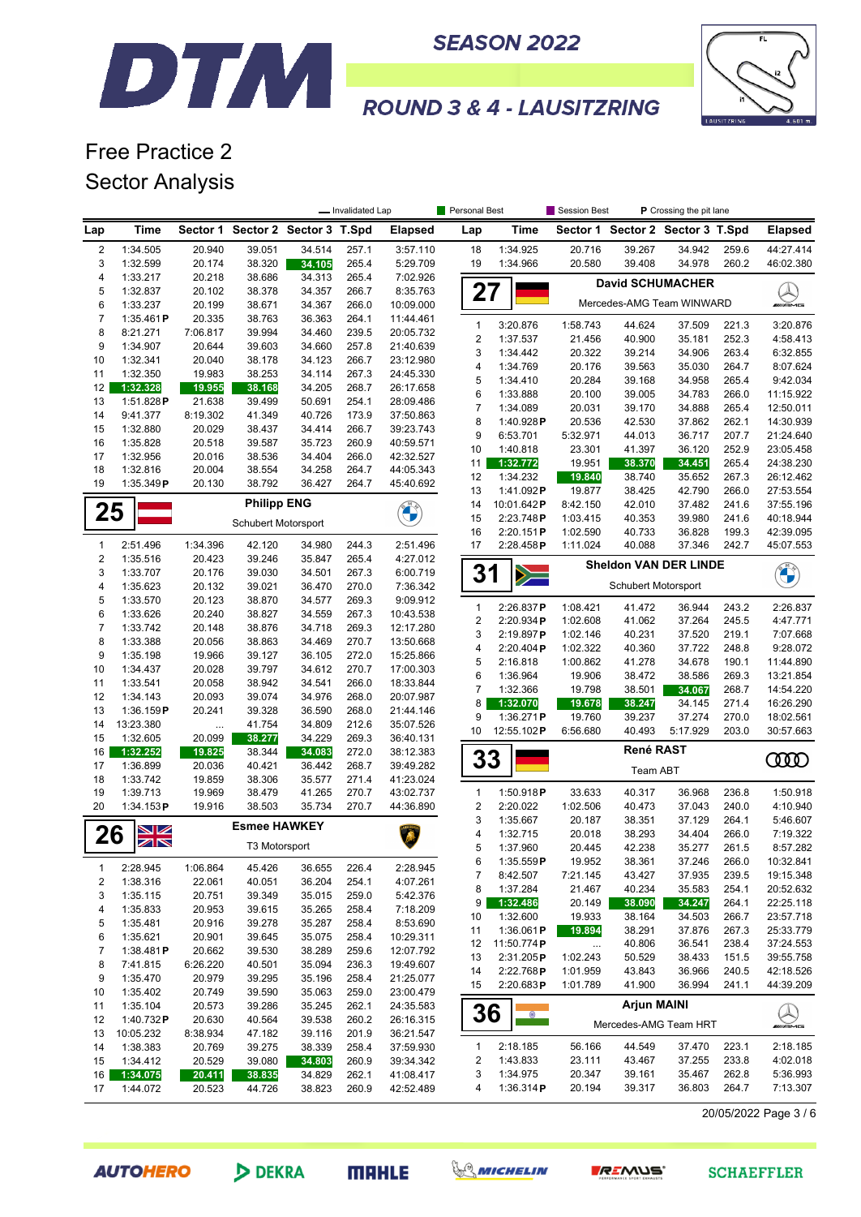# DTM SEASON 2022

## ROUND 3 & 4 - LAUSITZRING

# Free Practice 2

## Sector Analysis

— Invalidated Lap | Personal Best | Session Best | P Crossing the pit lane

| Lap | Time | Sector 1 | Sector 2 | Sector 3 | T.Spd | Elapsed |
|---|---|---|---|---|---|---|
| 2 | 1:34.505 | 20.940 | 39.051 | 34.514 | 257.1 | 3:57.110 |
| 3 | 1:32.599 | 20.174 | 38.320 | 34.105 | 265.4 | 5:29.709 |
| 4 | 1:33.217 | 20.218 | 38.686 | 34.313 | 265.4 | 7:02.926 |
| 5 | 1:32.837 | 20.102 | 38.378 | 34.357 | 266.7 | 8:35.763 |
| 6 | 1:33.237 | 20.199 | 38.671 | 34.367 | 266.0 | 10:09.000 |
| 7 | 1:35.461 P | 20.335 | 38.763 | 36.363 | 264.1 | 11:44.461 |
| 8 | 8:21.271 | 7:06.817 | 39.994 | 34.460 | 239.5 | 20:05.732 |
| 9 | 1:34.907 | 20.644 | 39.603 | 34.660 | 257.8 | 21:40.639 |
| 10 | 1:32.341 | 20.040 | 38.178 | 34.123 | 266.7 | 23:12.980 |
| 11 | 1:32.350 | 19.983 | 38.253 | 34.114 | 267.3 | 24:45.330 |
| 12 | 1:32.328 | 19.955 | 38.168 | 34.205 | 268.7 | 26:17.658 |
| 13 | 1:51.828 P | 21.638 | 39.499 | 50.691 | 254.1 | 28:09.486 |
| 14 | 9:41.377 | 8:19.302 | 41.349 | 40.726 | 173.9 | 37:50.863 |
| 15 | 1:32.880 | 20.029 | 38.437 | 34.414 | 266.7 | 39:23.743 |
| 16 | 1:35.828 | 20.518 | 39.587 | 35.723 | 260.9 | 40:59.571 |
| 17 | 1:32.956 | 20.016 | 38.536 | 34.404 | 266.0 | 42:32.527 |
| 18 | 1:32.816 | 20.004 | 38.554 | 34.258 | 264.7 | 44:05.343 |
| 19 | 1:35.349 P | 20.130 | 38.792 | 36.427 | 264.7 | 45:40.692 |

### 25 Philipp ENG — Schubert Motorsport

| Lap | Time | Sector 1 | Sector 2 | Sector 3 | T.Spd | Elapsed |
|---|---|---|---|---|---|---|
| 1 | 2:51.496 | 1:34.396 | 42.120 | 34.980 | 244.3 | 2:51.496 |
| 2 | 1:35.516 | 20.423 | 39.246 | 35.847 | 265.4 | 4:27.012 |
| 3 | 1:33.707 | 20.176 | 39.030 | 34.501 | 267.3 | 6:00.719 |
| 4 | 1:35.623 | 20.132 | 39.021 | 36.470 | 270.0 | 7:36.342 |
| 5 | 1:33.570 | 20.123 | 38.870 | 34.577 | 269.3 | 9:09.912 |
| 6 | 1:33.626 | 20.240 | 38.827 | 34.559 | 267.3 | 10:43.538 |
| 7 | 1:33.742 | 20.148 | 38.876 | 34.718 | 269.3 | 12:17.280 |
| 8 | 1:33.388 | 20.056 | 38.863 | 34.469 | 270.7 | 13:50.668 |
| 9 | 1:35.198 | 19.966 | 39.127 | 36.105 | 272.0 | 15:25.866 |
| 10 | 1:34.437 | 20.028 | 39.797 | 34.612 | 270.7 | 17:00.303 |
| 11 | 1:33.541 | 20.058 | 38.942 | 34.541 | 266.0 | 18:33.844 |
| 12 | 1:34.143 | 20.093 | 39.074 | 34.976 | 268.0 | 20:07.987 |
| 13 | 1:36.159 P | 20.241 | 39.328 | 36.590 | 268.0 | 21:44.146 |
| 14 | 13:23.380 | ... | 41.754 | 34.809 | 212.6 | 35:07.526 |
| 15 | 1:32.605 | 20.099 | 38.277 | 34.229 | 269.3 | 36:40.131 |
| 16 | 1:32.252 | 19.825 | 38.344 | 34.083 | 272.0 | 38:12.383 |
| 17 | 1:36.899 | 20.036 | 40.421 | 36.442 | 268.7 | 39:49.282 |
| 18 | 1:33.742 | 19.859 | 38.306 | 35.577 | 271.4 | 41:23.024 |
| 19 | 1:39.713 | 19.969 | 38.479 | 41.265 | 270.7 | 43:02.737 |
| 20 | 1:34.153 P | 19.916 | 38.503 | 35.734 | 270.7 | 44:36.890 |

### 26 Esmee HAWKEY — T3 Motorsport

| Lap | Time | Sector 1 | Sector 2 | Sector 3 | T.Spd | Elapsed |
|---|---|---|---|---|---|---|
| 1 | 2:28.945 | 1:06.864 | 45.426 | 36.655 | 226.4 | 2:28.945 |
| 2 | 1:38.316 | 22.061 | 40.051 | 36.204 | 254.1 | 4:07.261 |
| 3 | 1:35.115 | 20.751 | 39.349 | 35.015 | 259.0 | 5:42.376 |
| 4 | 1:35.833 | 20.953 | 39.615 | 35.265 | 258.4 | 7:18.209 |
| 5 | 1:35.481 | 20.916 | 39.278 | 35.287 | 258.4 | 8:53.690 |
| 6 | 1:35.621 | 20.901 | 39.645 | 35.075 | 258.4 | 10:29.311 |
| 7 | 1:38.481 P | 20.662 | 39.530 | 38.289 | 259.6 | 12:07.792 |
| 8 | 7:41.815 | 6:26.220 | 40.501 | 35.094 | 236.3 | 19:49.607 |
| 9 | 1:35.470 | 20.979 | 39.295 | 35.196 | 258.4 | 21:25.077 |
| 10 | 1:35.402 | 20.749 | 39.590 | 35.063 | 259.0 | 23:00.479 |
| 11 | 1:35.104 | 20.573 | 39.286 | 35.245 | 262.1 | 24:35.583 |
| 12 | 1:40.732 P | 20.630 | 40.564 | 39.538 | 260.2 | 26:16.315 |
| 13 | 10:05.232 | 8:38.934 | 47.182 | 39.116 | 201.9 | 36:21.547 |
| 14 | 1:38.383 | 20.769 | 39.275 | 38.339 | 258.4 | 37:59.930 |
| 15 | 1:34.412 | 20.529 | 39.080 | 34.803 | 260.9 | 39:34.342 |
| 16 | 1:34.075 | 20.411 | 38.835 | 34.829 | 262.1 | 41:08.417 |
| 17 | 1:44.072 | 20.523 | 44.726 | 38.823 | 260.9 | 42:52.489 |

| Lap | Time | Sector 1 | Sector 2 | Sector 3 | T.Spd | Elapsed |
|---|---|---|---|---|---|---|
| 18 | 1:34.925 | 20.716 | 39.267 | 34.942 | 259.6 | 44:27.414 |
| 19 | 1:34.966 | 20.580 | 39.408 | 34.978 | 260.2 | 46:02.380 |

### 27 David SCHUMACHER — Mercedes-AMG Team WINWARD

| Lap | Time | Sector 1 | Sector 2 | Sector 3 | T.Spd | Elapsed |
|---|---|---|---|---|---|---|
| 1 | 3:20.876 | 1:58.743 | 44.624 | 37.509 | 221.3 | 3:20.876 |
| 2 | 1:37.537 | 21.456 | 40.900 | 35.181 | 252.3 | 4:58.413 |
| 3 | 1:34.442 | 20.322 | 39.214 | 34.906 | 263.4 | 6:32.855 |
| 4 | 1:34.769 | 20.176 | 39.563 | 35.030 | 264.7 | 8:07.624 |
| 5 | 1:34.410 | 20.284 | 39.168 | 34.958 | 265.4 | 9:42.034 |
| 6 | 1:33.888 | 20.100 | 39.005 | 34.783 | 266.0 | 11:15.922 |
| 7 | 1:34.089 | 20.031 | 39.170 | 34.888 | 265.4 | 12:50.011 |
| 8 | 1:40.928 P | 20.536 | 42.530 | 37.862 | 262.1 | 14:30.939 |
| 9 | 6:53.701 | 5:32.971 | 44.013 | 36.717 | 207.7 | 21:24.640 |
| 10 | 1:40.818 | 23.301 | 41.397 | 36.120 | 252.9 | 23:05.458 |
| 11 | 1:32.772 | 19.951 | 38.370 | 34.451 | 265.4 | 24:38.230 |
| 12 | 1:34.232 | 19.840 | 38.740 | 35.652 | 267.3 | 26:12.462 |
| 13 | 1:41.092 P | 19.877 | 38.425 | 42.790 | 266.0 | 27:53.554 |
| 14 | 10:01.642 P | 8:42.150 | 42.010 | 37.482 | 241.6 | 37:55.196 |
| 15 | 2:23.748 P | 1:03.415 | 40.353 | 39.980 | 241.6 | 40:18.944 |
| 16 | 2:20.151 P | 1:02.590 | 40.733 | 36.828 | 199.3 | 42:39.095 |
| 17 | 2:28.458 P | 1:11.024 | 40.088 | 37.346 | 242.7 | 45:07.553 |

### 31 Sheldon VAN DER LINDE — Schubert Motorsport

| Lap | Time | Sector 1 | Sector 2 | Sector 3 | T.Spd | Elapsed |
|---|---|---|---|---|---|---|
| 1 | 2:26.837 P | 1:08.421 | 41.472 | 36.944 | 243.2 | 2:26.837 |
| 2 | 2:20.934 P | 1:02.608 | 41.062 | 37.264 | 245.5 | 4:47.771 |
| 3 | 2:19.897 P | 1:02.146 | 40.231 | 37.520 | 219.1 | 7:07.668 |
| 4 | 2:20.404 P | 1:02.322 | 40.360 | 37.722 | 248.8 | 9:28.072 |
| 5 | 2:16.818 | 1:00.862 | 41.278 | 34.678 | 190.1 | 11:44.890 |
| 6 | 1:36.964 | 19.906 | 38.472 | 38.586 | 269.3 | 13:21.854 |
| 7 | 1:32.366 | 19.798 | 38.501 | 34.067 | 268.7 | 14:54.220 |
| 8 | 1:32.070 | 19.678 | 38.247 | 34.145 | 271.4 | 16:26.290 |
| 9 | 1:36.271 P | 19.760 | 39.237 | 37.274 | 270.0 | 18:02.561 |
| 10 | 12:55.102 P | 6:56.680 | 40.493 | 5:17.929 | 203.0 | 30:57.663 |

### 33 René RAST — Team ABT

| Lap | Time | Sector 1 | Sector 2 | Sector 3 | T.Spd | Elapsed |
|---|---|---|---|---|---|---|
| 1 | 1:50.918 P | 33.633 | 40.317 | 36.968 | 236.8 | 1:50.918 |
| 2 | 2:20.022 | 1:02.506 | 40.473 | 37.043 | 240.0 | 4:10.940 |
| 3 | 1:35.667 | 20.187 | 38.351 | 37.129 | 264.1 | 5:46.607 |
| 4 | 1:32.715 | 20.018 | 38.293 | 34.404 | 266.0 | 7:19.322 |
| 5 | 1:37.960 | 20.445 | 42.238 | 35.277 | 261.5 | 8:57.282 |
| 6 | 1:35.559 P | 19.952 | 38.361 | 37.246 | 266.0 | 10:32.841 |
| 7 | 8:42.507 | 7:21.145 | 43.427 | 37.935 | 239.5 | 19:15.348 |
| 8 | 1:37.284 | 21.467 | 40.234 | 35.583 | 254.1 | 20:52.632 |
| 9 | 1:32.486 | 20.149 | 38.090 | 34.247 | 264.1 | 22:25.118 |
| 10 | 1:32.600 | 19.933 | 38.164 | 34.503 | 266.7 | 23:57.718 |
| 11 | 1:36.061 P | 19.894 | 38.291 | 37.876 | 267.3 | 25:33.779 |
| 12 | 11:50.774 P | ... | 40.806 | 36.541 | 238.4 | 37:24.553 |
| 13 | 2:31.205 P | 1:02.243 | 50.529 | 38.433 | 151.5 | 39:55.758 |
| 14 | 2:22.768 P | 1:01.959 | 43.843 | 36.966 | 240.5 | 42:18.526 |
| 15 | 2:20.683 P | 1:01.789 | 41.900 | 36.994 | 241.1 | 44:39.209 |

### 36 Arjun MAINI — Mercedes-AMG Team HRT

| Lap | Time | Sector 1 | Sector 2 | Sector 3 | T.Spd | Elapsed |
|---|---|---|---|---|---|---|
| 1 | 2:18.185 | 56.166 | 44.549 | 37.470 | 223.1 | 2:18.185 |
| 2 | 1:43.833 | 23.111 | 43.467 | 37.255 | 233.8 | 4:02.018 |
| 3 | 1:34.975 | 20.347 | 39.161 | 35.467 | 262.8 | 5:36.993 |
| 4 | 1:36.314 P | 20.194 | 39.317 | 36.803 | 264.7 | 7:13.307 |

20/05/2022 Page 3 / 6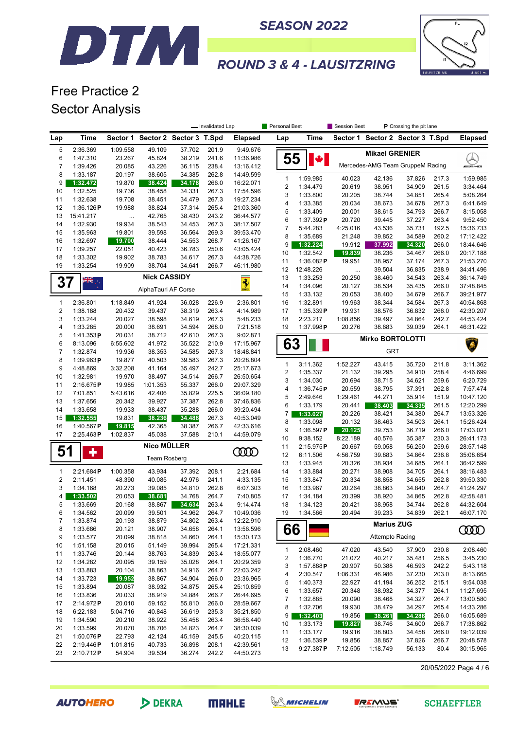# SEASON 2022

## ROUND 3 & 4 - LAUSITZRING

## Free Practice 2
## Sector Analysis

— Invalidated Lap | Personal Best | Session Best | P Crossing the pit lane

| Lap | Time | Sector 1 | Sector 2 | Sector 3 | T.Spd | Elapsed |
|---|---|---|---|---|---|---|
| 5 | 2:36.369 | 1:09.558 | 49.109 | 37.702 | 201.9 | 9:49.676 |
| 6 | 1:47.310 | 23.267 | 45.824 | 38.219 | 241.6 | 11:36.986 |
| 7 | 1:39.426 | 20.085 | 43.226 | 36.115 | 238.4 | 13:16.412 |
| 8 | 1:33.187 | 20.197 | 38.605 | 34.385 | 262.8 | 14:49.599 |
| 9 | 1:32.472 | 19.870 | 38.424 | 34.178 | 266.0 | 16:22.071 |
| 10 | 1:32.525 | 19.736 | 38.458 | 34.331 | 267.3 | 17:54.596 |
| 11 | 1:32.638 | 19.708 | 38.451 | 34.479 | 267.3 | 19:27.234 |
| 12 | 1:36.126 P | 19.988 | 38.824 | 37.314 | 265.4 | 21:03.360 |
| 13 | 15:41.217 | ... | 42.765 | 38.430 | 243.2 | 36:44.577 |
| 14 | 1:32.930 | 19.934 | 38.543 | 34.453 | 267.3 | 38:17.507 |
| 15 | 1:35.963 | 19.801 | 39.598 | 36.564 | 269.3 | 39:53.470 |
| 16 | 1:32.697 | 19.700 | 38.444 | 34.553 | 268.7 | 41:26.167 |
| 17 | 1:39.257 | 22.051 | 40.423 | 36.783 | 250.6 | 43:05.424 |
| 18 | 1:33.302 | 19.902 | 38.783 | 34.617 | 267.3 | 44:38.726 |
| 19 | 1:33.254 | 19.909 | 38.704 | 34.641 | 266.7 | 46:11.980 |

### 37 Nick CASSIDY — AlphaTauri AF Corse

| Lap | Time | Sector 1 | Sector 2 | Sector 3 | T.Spd | Elapsed |
|---|---|---|---|---|---|---|
| 1 | 2:36.801 | 1:18.849 | 41.924 | 36.028 | 226.9 | 2:36.801 |
| 2 | 1:38.188 | 20.432 | 39.437 | 38.319 | 263.4 | 4:14.989 |
| 3 | 1:33.244 | 20.027 | 38.598 | 34.619 | 267.3 | 5:48.233 |
| 4 | 1:33.285 | 20.000 | 38.691 | 34.594 | 268.0 | 7:21.518 |
| 5 | 1:41.353 P | 20.031 | 38.712 | 42.610 | 267.3 | 9:02.871 |
| 6 | 8:13.096 | 6:55.602 | 41.972 | 35.522 | 210.9 | 17:15.967 |
| 7 | 1:32.874 | 19.936 | 38.353 | 34.585 | 267.3 | 18:48.841 |
| 8 | 1:39.963 P | 19.877 | 40.503 | 39.583 | 267.3 | 20:28.804 |
| 9 | 4:48.869 | 3:32.208 | 41.164 | 35.497 | 242.7 | 25:17.673 |
| 10 | 1:32.981 | 19.970 | 38.497 | 34.514 | 266.7 | 26:50.654 |
| 11 | 2:16.675 P | 19.985 | 1:01.353 | 55.337 | 266.0 | 29:07.329 |
| 12 | 7:01.851 | 5:43.616 | 42.406 | 35.829 | 225.5 | 36:09.180 |
| 13 | 1:37.656 | 20.342 | 39.927 | 37.387 | 262.8 | 37:46.836 |
| 14 | 1:33.658 | 19.933 | 38.437 | 35.288 | 266.0 | 39:20.494 |
| 15 | 1:32.555 | 19.831 | 38.236 | 34.488 | 267.3 | 40:53.049 |
| 16 | 1:40.567 P | 19.815 | 42.365 | 38.387 | 266.7 | 42:33.616 |
| 17 | 2:25.463 P | 1:02.837 | 45.038 | 37.588 | 210.1 | 44:59.079 |

### 51 Nico MÜLLER — Team Rosberg

| Lap | Time | Sector 1 | Sector 2 | Sector 3 | T.Spd | Elapsed |
|---|---|---|---|---|---|---|
| 1 | 2:21.684 P | 1:00.358 | 43.934 | 37.392 | 208.1 | 2:21.684 |
| 2 | 2:11.451 | 48.390 | 40.085 | 42.976 | 241.1 | 4:33.135 |
| 3 | 1:34.168 | 20.273 | 39.085 | 34.810 | 262.8 | 6:07.303 |
| 4 | 1:33.502 | 20.053 | 38.681 | 34.768 | 264.7 | 7:40.805 |
| 5 | 1:33.669 | 20.168 | 38.867 | 34.634 | 263.4 | 9:14.474 |
| 6 | 1:34.562 | 20.099 | 39.501 | 34.962 | 264.7 | 10:49.036 |
| 7 | 1:33.874 | 20.193 | 38.879 | 34.802 | 263.4 | 12:22.910 |
| 8 | 1:33.686 | 20.121 | 38.907 | 34.658 | 264.1 | 13:56.596 |
| 9 | 1:33.577 | 20.099 | 38.818 | 34.660 | 264.1 | 15:30.173 |
| 10 | 1:51.158 | 20.015 | 51.149 | 39.994 | 265.4 | 17:21.331 |
| 11 | 1:33.746 | 20.144 | 38.763 | 34.839 | 263.4 | 18:55.077 |
| 12 | 1:34.282 | 20.095 | 39.159 | 35.028 | 264.1 | 20:29.359 |
| 13 | 1:33.883 | 20.104 | 38.863 | 34.916 | 264.7 | 22:03.242 |
| 14 | 1:33.723 | 19.952 | 38.867 | 34.904 | 266.0 | 23:36.965 |
| 15 | 1:33.894 | 20.087 | 38.932 | 34.875 | 265.4 | 25:10.859 |
| 16 | 1:33.836 | 20.033 | 38.919 | 34.884 | 266.7 | 26:44.695 |
| 17 | 2:14.972 P | 20.010 | 59.152 | 55.810 | 266.0 | 28:59.667 |
| 18 | 6:22.183 | 5:04.716 | 40.848 | 36.619 | 235.3 | 35:21.850 |
| 19 | 1:34.590 | 20.210 | 38.922 | 35.458 | 263.4 | 36:56.440 |
| 20 | 1:33.599 | 20.070 | 38.706 | 34.823 | 264.7 | 38:30.039 |
| 21 | 1:50.076 P | 22.793 | 42.124 | 45.159 | 245.5 | 40:20.115 |
| 22 | 2:19.446 P | 1:01.815 | 40.733 | 36.898 | 208.1 | 42:39.561 |
| 23 | 2:10.712 P | 54.904 | 39.534 | 36.274 | 242.2 | 44:50.273 |

### 55 Mikael GRENIER — Mercedes-AMG Team GruppeM Racing

| Lap | Time | Sector 1 | Sector 2 | Sector 3 | T.Spd | Elapsed |
|---|---|---|---|---|---|---|
| 1 | 1:59.985 | 40.023 | 42.136 | 37.826 | 217.3 | 1:59.985 |
| 2 | 1:34.479 | 20.619 | 38.951 | 34.909 | 261.5 | 3:34.464 |
| 3 | 1:33.800 | 20.205 | 38.744 | 34.851 | 265.4 | 5:08.264 |
| 4 | 1:33.385 | 20.034 | 38.673 | 34.678 | 267.3 | 6:41.649 |
| 5 | 1:33.409 | 20.001 | 38.615 | 34.793 | 266.7 | 8:15.058 |
| 6 | 1:37.392 P | 20.720 | 39.445 | 37.227 | 263.4 | 9:52.450 |
| 7 | 5:44.283 | 4:25.016 | 43.536 | 35.731 | 192.5 | 15:36.733 |
| 8 | 1:35.689 | 21.248 | 39.852 | 34.589 | 260.2 | 17:12.422 |
| 9 | 1:32.224 | 19.912 | 37.992 | 34.320 | 266.0 | 18:44.646 |
| 10 | 1:32.542 | 19.839 | 38.236 | 34.467 | 266.0 | 20:17.188 |
| 11 | 1:36.082 P | 19.951 | 38.957 | 37.174 | 267.3 | 21:53.270 |
| 12 | 12:48.226 | ... | 39.504 | 36.835 | 238.9 | 34:41.496 |
| 13 | 1:33.253 | 20.250 | 38.460 | 34.543 | 263.4 | 36:14.749 |
| 14 | 1:34.096 | 20.127 | 38.534 | 35.435 | 266.0 | 37:48.845 |
| 15 | 1:33.132 | 20.053 | 38.400 | 34.679 | 266.7 | 39:21.977 |
| 16 | 1:32.891 | 19.963 | 38.344 | 34.584 | 267.3 | 40:54.868 |
| 17 | 1:35.339 P | 19.931 | 38.576 | 36.832 | 266.0 | 42:30.207 |
| 18 | 2:23.217 | 1:08.856 | 39.497 | 34.864 | 263.2 | 44:53.424 |
| 19 | 1:37.998 P | 20.276 | 38.683 | 39.039 | 264.1 | 46:31.422 |

### 63 Mirko BORTOLOTTI — GRT

| Lap | Time | Sector 1 | Sector 2 | Sector 3 | T.Spd | Elapsed |
|---|---|---|---|---|---|---|
| 1 | 3:11.362 | 1:52.227 | 43.415 | 35.720 | 211.8 | 3:11.362 |
| 2 | 1:35.337 | 21.132 | 39.295 | 34.910 | 258.4 | 4:46.699 |
| 3 | 1:34.030 | 20.694 | 38.715 | 34.621 | 259.6 | 6:20.729 |
| 4 | 1:36.745 P | 20.559 | 38.795 | 37.391 | 262.8 | 7:57.474 |
| 5 | 2:49.646 | 1:29.461 | 44.271 | 35.914 | 151.9 | 10:47.120 |
| 6 | 1:33.179 | 20.441 | 38.403 | 34.335 | 261.5 | 12:20.299 |
| 7 | 1:33.027 | 20.226 | 38.421 | 34.380 | 264.7 | 13:53.326 |
| 8 | 1:33.098 | 20.132 | 38.463 | 34.503 | 264.1 | 15:26.424 |
| 9 | 1:36.597 P | 20.125 | 39.753 | 36.719 | 266.0 | 17:03.021 |
| 10 | 9:38.152 | 8:22.189 | 40.576 | 35.387 | 230.3 | 26:41.173 |
| 11 | 2:15.975 P | 20.667 | 59.058 | 56.250 | 259.6 | 28:57.148 |
| 12 | 6:11.506 | 4:56.759 | 39.883 | 34.864 | 236.8 | 35:08.654 |
| 13 | 1:33.945 | 20.326 | 38.934 | 34.685 | 264.1 | 36:42.599 |
| 14 | 1:33.884 | 20.271 | 38.908 | 34.705 | 264.1 | 38:16.483 |
| 15 | 1:33.847 | 20.334 | 38.858 | 34.655 | 262.8 | 39:50.330 |
| 16 | 1:33.967 | 20.264 | 38.863 | 34.840 | 264.7 | 41:24.297 |
| 17 | 1:34.184 | 20.399 | 38.920 | 34.865 | 262.8 | 42:58.481 |
| 18 | 1:34.123 | 20.421 | 38.958 | 34.744 | 262.8 | 44:32.604 |
| 19 | 1:34.566 | 20.494 | 39.233 | 34.839 | 262.1 | 46:07.170 |

### 66 Marius ZUG — Attempto Racing

| Lap | Time | Sector 1 | Sector 2 | Sector 3 | T.Spd | Elapsed |
|---|---|---|---|---|---|---|
| 1 | 2:08.460 | 47.020 | 43.540 | 37.900 | 230.8 | 2:08.460 |
| 2 | 1:36.770 | 21.072 | 40.217 | 35.481 | 256.5 | 3:45.230 |
| 3 | 1:57.888 P | 20.907 | 50.388 | 46.593 | 242.2 | 5:43.118 |
| 4 | 2:30.547 | 1:06.331 | 46.986 | 37.230 | 203.0 | 8:13.665 |
| 5 | 1:40.373 | 22.927 | 41.194 | 36.252 | 215.1 | 9:54.038 |
| 6 | 1:33.657 | 20.348 | 38.932 | 34.377 | 264.1 | 11:27.695 |
| 7 | 1:32.885 | 20.090 | 38.468 | 34.327 | 264.7 | 13:00.580 |
| 8 | 1:32.706 | 19.930 | 38.479 | 34.297 | 265.4 | 14:33.286 |
| 9 | 1:32.403 | 19.856 | 38.261 | 34.286 | 266.0 | 16:05.689 |
| 10 | 1:33.173 | 19.827 | 38.746 | 34.600 | 266.7 | 17:38.862 |
| 11 | 1:33.177 | 19.916 | 38.803 | 34.458 | 266.0 | 19:12.039 |
| 12 | 1:36.539 P | 19.856 | 38.857 | 37.826 | 266.7 | 20:48.578 |
| 13 | 9:27.387 P | 7:12.505 | 1:18.749 | 56.133 | 80.4 | 30:15.965 |

20/05/2022 Page 4 / 6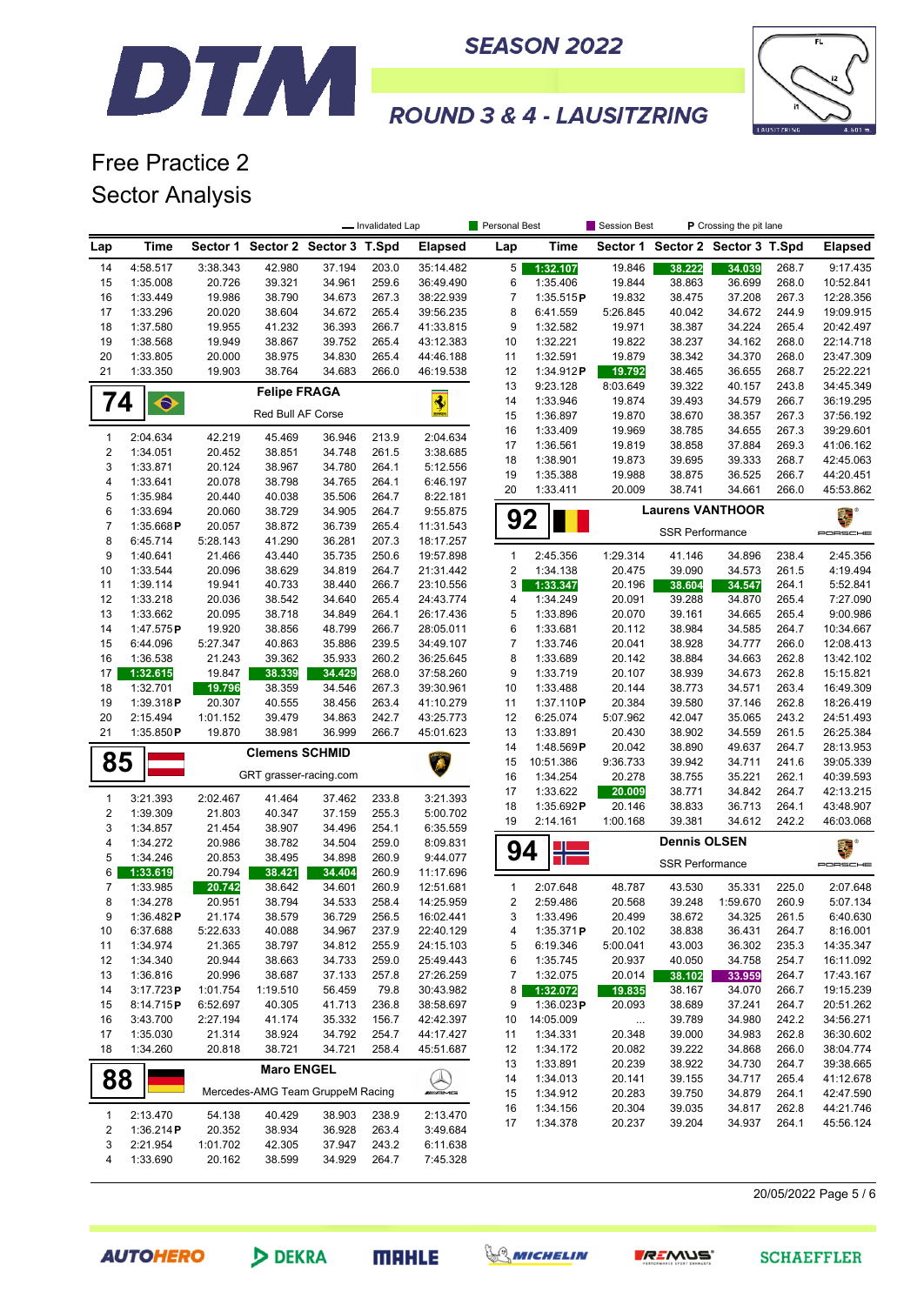# DTM SEASON 2022

## ROUND 3 & 4 - LAUSITZRING

## Free Practice 2
## Sector Analysis

— Invalidated Lap | Personal Best | Session Best | P Crossing the pit lane

| Lap | Time | Sector 1 | Sector 2 | Sector 3 | T.Spd | Elapsed |
|---|---|---|---|---|---|---|
| 14 | 4:58.517 | 3:38.343 | 42.980 | 37.194 | 203.0 | 35:14.482 |
| 15 | 1:35.008 | 20.726 | 39.321 | 34.961 | 259.6 | 36:49.490 |
| 16 | 1:33.449 | 19.986 | 38.790 | 34.673 | 267.3 | 38:22.939 |
| 17 | 1:33.296 | 20.020 | 38.604 | 34.672 | 265.4 | 39:56.235 |
| 18 | 1:37.580 | 19.955 | 41.232 | 36.393 | 266.7 | 41:33.815 |
| 19 | 1:38.568 | 19.949 | 38.867 | 39.752 | 265.4 | 43:12.383 |
| 20 | 1:33.805 | 20.000 | 38.975 | 34.830 | 265.4 | 44:46.188 |
| 21 | 1:33.350 | 19.903 | 38.764 | 34.683 | 266.0 | 46:19.538 |

### 74 Felipe FRAGA — Red Bull AF Corse

| Lap | Time | Sector 1 | Sector 2 | Sector 3 | T.Spd | Elapsed |
|---|---|---|---|---|---|---|
| 1 | 2:04.634 | 42.219 | 45.469 | 36.946 | 213.9 | 2:04.634 |
| 2 | 1:34.051 | 20.452 | 38.851 | 34.748 | 261.5 | 3:38.685 |
| 3 | 1:33.871 | 20.124 | 38.967 | 34.780 | 264.1 | 5:12.556 |
| 4 | 1:33.641 | 20.078 | 38.798 | 34.765 | 264.1 | 6:46.197 |
| 5 | 1:35.984 | 20.440 | 40.038 | 35.506 | 264.7 | 8:22.181 |
| 6 | 1:33.694 | 20.060 | 38.729 | 34.905 | 264.7 | 9:55.875 |
| 7 | 1:35.668 P | 20.057 | 38.872 | 36.739 | 265.4 | 11:31.543 |
| 8 | 6:45.714 | 5:28.143 | 41.290 | 36.281 | 207.3 | 18:17.257 |
| 9 | 1:40.641 | 21.466 | 43.440 | 35.735 | 250.6 | 19:57.898 |
| 10 | 1:33.544 | 20.096 | 38.629 | 34.819 | 264.7 | 21:31.442 |
| 11 | 1:39.114 | 19.941 | 40.733 | 38.440 | 266.7 | 23:10.556 |
| 12 | 1:33.218 | 20.036 | 38.542 | 34.640 | 265.4 | 24:43.774 |
| 13 | 1:33.662 | 20.095 | 38.718 | 34.849 | 264.1 | 26:17.436 |
| 14 | 1:47.575 P | 19.920 | 38.856 | 48.799 | 266.7 | 28:05.011 |
| 15 | 6:44.096 | 5:27.347 | 40.863 | 35.886 | 239.5 | 34:49.107 |
| 16 | 1:36.538 | 21.243 | 39.362 | 35.933 | 260.2 | 36:25.645 |
| 17 | 1:32.615 | 19.847 | 38.339 | 34.429 | 268.0 | 37:58.260 |
| 18 | 1:32.701 | 19.796 | 38.359 | 34.546 | 267.3 | 39:30.961 |
| 19 | 1:39.318 P | 20.307 | 40.555 | 38.456 | 263.4 | 41:10.279 |
| 20 | 2:15.494 | 1:01.152 | 39.479 | 34.863 | 242.7 | 43:25.773 |
| 21 | 1:35.850 P | 19.870 | 38.981 | 36.999 | 266.7 | 45:01.623 |

### 85 Clemens SCHMID — GRT grasser-racing.com

| Lap | Time | Sector 1 | Sector 2 | Sector 3 | T.Spd | Elapsed |
|---|---|---|---|---|---|---|
| 1 | 3:21.393 | 2:02.467 | 41.464 | 37.462 | 233.8 | 3:21.393 |
| 2 | 1:39.309 | 21.803 | 40.347 | 37.159 | 255.3 | 5:00.702 |
| 3 | 1:34.857 | 21.454 | 38.907 | 34.496 | 254.1 | 6:35.559 |
| 4 | 1:34.272 | 20.986 | 38.782 | 34.504 | 259.0 | 8:09.831 |
| 5 | 1:34.246 | 20.853 | 38.495 | 34.898 | 260.9 | 9:44.077 |
| 6 | 1:33.619 | 20.794 | 38.421 | 34.404 | 260.9 | 11:17.696 |
| 7 | 1:33.985 | 20.742 | 38.642 | 34.601 | 260.9 | 12:51.681 |
| 8 | 1:34.278 | 20.951 | 38.794 | 34.533 | 258.4 | 14:25.959 |
| 9 | 1:36.482 P | 21.174 | 38.579 | 36.729 | 256.5 | 16:02.441 |
| 10 | 6:37.688 | 5:22.633 | 40.088 | 34.967 | 237.9 | 22:40.129 |
| 11 | 1:34.974 | 21.365 | 38.797 | 34.812 | 255.9 | 24:15.103 |
| 12 | 1:34.340 | 20.944 | 38.663 | 34.733 | 259.0 | 25:49.443 |
| 13 | 1:36.816 | 20.996 | 38.687 | 37.133 | 257.8 | 27:26.259 |
| 14 | 3:17.723 P | 1:01.754 | 1:19.510 | 56.459 | 79.8 | 30:43.982 |
| 15 | 8:14.715 P | 6:52.697 | 40.305 | 41.713 | 236.8 | 38:58.697 |
| 16 | 3:43.700 | 2:27.194 | 41.174 | 35.332 | 156.7 | 42:42.397 |
| 17 | 1:35.030 | 21.314 | 38.924 | 34.792 | 254.7 | 44:17.427 |
| 18 | 1:34.260 | 20.818 | 38.721 | 34.721 | 258.4 | 45:51.687 |

### 88 Maro ENGEL — Mercedes-AMG Team GruppeM Racing

| Lap | Time | Sector 1 | Sector 2 | Sector 3 | T.Spd | Elapsed |
|---|---|---|---|---|---|---|
| 1 | 2:13.470 | 54.138 | 40.429 | 38.903 | 238.9 | 2:13.470 |
| 2 | 1:36.214 P | 20.352 | 38.934 | 36.928 | 263.4 | 3:49.684 |
| 3 | 2:21.954 | 1:01.702 | 42.305 | 37.947 | 243.2 | 6:11.638 |
| 4 | 1:33.690 | 20.162 | 38.599 | 34.929 | 264.7 | 7:45.328 |

| Lap | Time | Sector 1 | Sector 2 | Sector 3 | T.Spd | Elapsed |
|---|---|---|---|---|---|---|
| 5 | 1:32.107 | 19.846 | 38.222 | 34.039 | 268.7 | 9:17.435 |
| 6 | 1:35.406 | 19.844 | 38.863 | 36.699 | 268.0 | 10:52.841 |
| 7 | 1:35.515 P | 19.832 | 38.475 | 37.208 | 267.3 | 12:28.356 |
| 8 | 6:41.559 | 5:26.845 | 40.042 | 34.672 | 244.9 | 19:09.915 |
| 9 | 1:32.582 | 19.971 | 38.387 | 34.224 | 265.4 | 20:42.497 |
| 10 | 1:32.221 | 19.822 | 38.237 | 34.162 | 268.0 | 22:14.718 |
| 11 | 1:32.591 | 19.879 | 38.342 | 34.370 | 268.0 | 23:47.309 |
| 12 | 1:34.912 P | 19.792 | 38.465 | 36.655 | 268.7 | 25:22.221 |
| 13 | 9:23.128 | 8:03.649 | 39.322 | 40.157 | 243.8 | 34:45.349 |
| 14 | 1:33.946 | 19.874 | 39.493 | 34.579 | 266.7 | 36:19.295 |
| 15 | 1:36.897 | 19.870 | 38.670 | 38.357 | 267.3 | 37:56.192 |
| 16 | 1:33.409 | 19.969 | 38.785 | 34.655 | 267.3 | 39:29.601 |
| 17 | 1:36.561 | 19.819 | 38.858 | 37.884 | 269.3 | 41:06.162 |
| 18 | 1:38.901 | 19.873 | 39.695 | 39.333 | 268.7 | 42:45.063 |
| 19 | 1:35.388 | 19.988 | 38.875 | 36.525 | 266.7 | 44:20.451 |
| 20 | 1:33.411 | 20.009 | 38.741 | 34.661 | 266.0 | 45:53.862 |

### 92 Laurens VANTHOOR — SSR Performance

| Lap | Time | Sector 1 | Sector 2 | Sector 3 | T.Spd | Elapsed |
|---|---|---|---|---|---|---|
| 1 | 2:45.356 | 1:29.314 | 41.146 | 34.896 | 238.4 | 2:45.356 |
| 2 | 1:34.138 | 20.475 | 39.090 | 34.573 | 261.5 | 4:19.494 |
| 3 | 1:33.347 | 20.196 | 38.604 | 34.547 | 264.1 | 5:52.841 |
| 4 | 1:34.249 | 20.091 | 39.288 | 34.870 | 265.4 | 7:27.090 |
| 5 | 1:33.896 | 20.070 | 39.161 | 34.665 | 265.4 | 9:00.986 |
| 6 | 1:33.681 | 20.112 | 38.984 | 34.585 | 264.7 | 10:34.667 |
| 7 | 1:33.746 | 20.041 | 38.928 | 34.777 | 266.0 | 12:08.413 |
| 8 | 1:33.689 | 20.142 | 38.884 | 34.663 | 262.8 | 13:42.102 |
| 9 | 1:33.719 | 20.107 | 38.939 | 34.673 | 262.8 | 15:15.821 |
| 10 | 1:33.488 | 20.144 | 38.773 | 34.571 | 263.4 | 16:49.309 |
| 11 | 1:37.110 P | 20.384 | 39.580 | 37.146 | 262.8 | 18:26.419 |
| 12 | 6:25.074 | 5:07.962 | 42.047 | 35.065 | 243.2 | 24:51.493 |
| 13 | 1:33.891 | 20.430 | 38.902 | 34.559 | 261.5 | 26:25.384 |
| 14 | 1:48.569 P | 20.042 | 38.890 | 49.637 | 264.7 | 28:13.953 |
| 15 | 10:51.386 | 9:36.733 | 39.942 | 34.711 | 241.6 | 39:05.339 |
| 16 | 1:34.254 | 20.278 | 38.755 | 35.221 | 262.1 | 40:39.593 |
| 17 | 1:33.622 | 20.009 | 38.771 | 34.842 | 264.7 | 42:13.215 |
| 18 | 1:35.692 P | 20.146 | 38.833 | 36.713 | 264.1 | 43:48.907 |
| 19 | 2:14.161 | 1:00.168 | 39.381 | 34.612 | 242.2 | 46:03.068 |

### 94 Dennis OLSEN — SSR Performance

| Lap | Time | Sector 1 | Sector 2 | Sector 3 | T.Spd | Elapsed |
|---|---|---|---|---|---|---|
| 1 | 2:07.648 | 48.787 | 43.530 | 35.331 | 225.0 | 2:07.648 |
| 2 | 2:59.486 | 20.568 | 39.248 | 1:59.670 | 260.9 | 5:07.134 |
| 3 | 1:33.496 | 20.499 | 38.672 | 34.325 | 261.5 | 6:40.630 |
| 4 | 1:35.371 P | 20.102 | 38.838 | 36.431 | 264.7 | 8:16.001 |
| 5 | 6:19.346 | 5:00.041 | 43.003 | 36.302 | 235.3 | 14:35.347 |
| 6 | 1:35.745 | 20.937 | 40.050 | 34.758 | 254.7 | 16:11.092 |
| 7 | 1:32.075 | 20.014 | 38.102 | 33.959 | 264.7 | 17:43.167 |
| 8 | 1:32.072 | 19.835 | 38.167 | 34.070 | 266.7 | 19:15.239 |
| 9 | 1:36.023 P | 20.093 | 38.689 | 37.241 | 264.7 | 20:51.262 |
| 10 | 14:05.009 | ... | 39.789 | 34.980 | 242.2 | 34:56.271 |
| 11 | 1:34.331 | 20.348 | 39.000 | 34.983 | 262.8 | 36:30.602 |
| 12 | 1:34.172 | 20.082 | 39.222 | 34.868 | 266.0 | 38:04.774 |
| 13 | 1:33.891 | 20.239 | 38.922 | 34.730 | 264.7 | 39:38.665 |
| 14 | 1:34.013 | 20.141 | 39.155 | 34.717 | 264.7 | 41:12.678 |
| 15 | 1:34.912 | 20.283 | 39.750 | 34.879 | 264.1 | 42:47.590 |
| 16 | 1:34.156 | 20.304 | 39.035 | 34.817 | 262.8 | 44:21.746 |
| 17 | 1:34.378 | 20.237 | 39.204 | 34.937 | 264.1 | 45:56.124 |

20/05/2022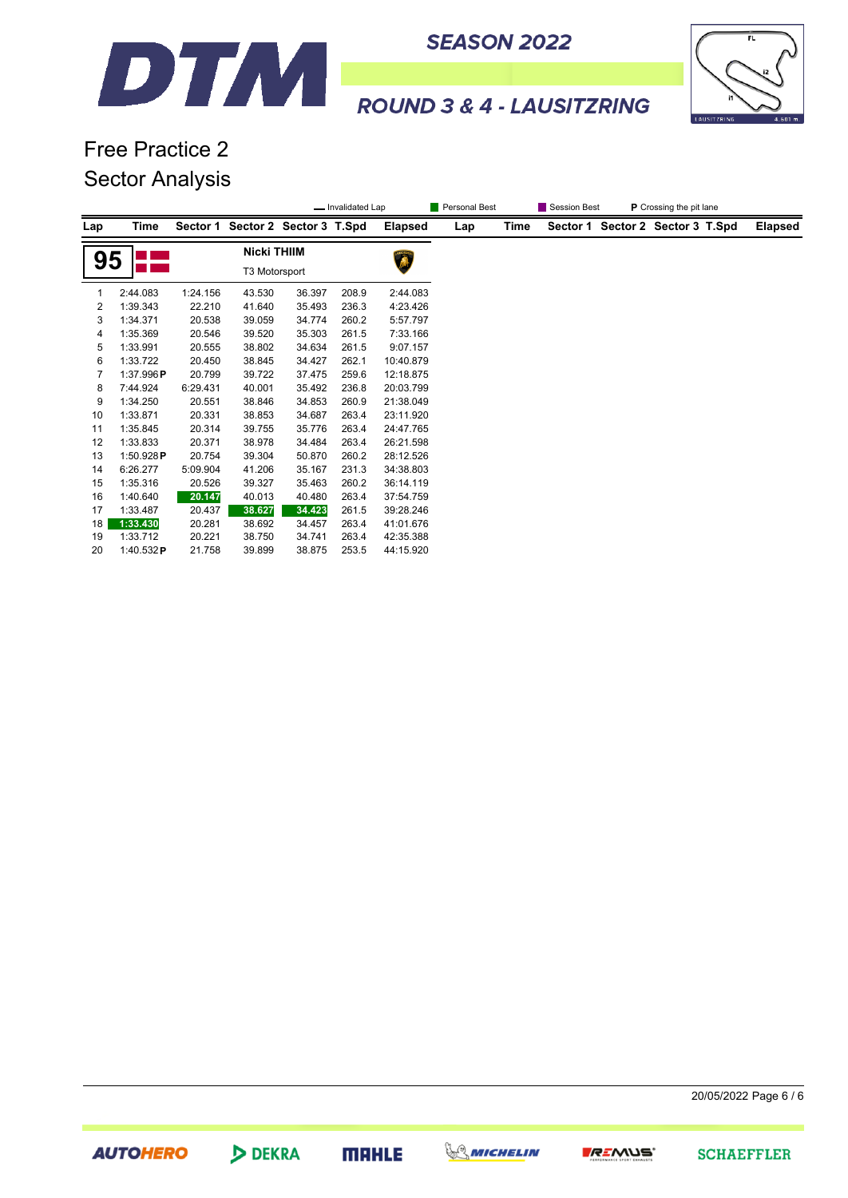# SEASON 2022

## ROUND 3 & 4 - LAUSITZRING

## Free Practice 2
## Sector Analysis

— Invalidated Lap | Personal Best | Session Best | **P** Crossing the pit lane

**95** Nicki THIIM — T3 Motorsport

| Lap | Time | Sector 1 | Sector 2 | Sector 3 | T.Spd | Elapsed |
|---|---|---|---|---|---|---|
| 1 | 2:44.083 | 1:24.156 | 43.530 | 36.397 | 208.9 | 2:44.083 |
| 2 | 1:39.343 | 22.210 | 41.640 | 35.493 | 236.3 | 4:23.426 |
| 3 | 1:34.371 | 20.538 | 39.059 | 34.774 | 260.2 | 5:57.797 |
| 4 | 1:35.369 | 20.546 | 39.520 | 35.303 | 261.5 | 7:33.166 |
| 5 | 1:33.991 | 20.555 | 38.802 | 34.634 | 261.5 | 9:07.157 |
| 6 | 1:33.722 | 20.450 | 38.845 | 34.427 | 262.1 | 10:40.879 |
| 7 | 1:37.996 **P** | 20.799 | 39.722 | 37.475 | 259.6 | 12:18.875 |
| 8 | 7:44.924 | 6:29.431 | 40.001 | 35.492 | 236.8 | 20:03.799 |
| 9 | 1:34.250 | 20.551 | 38.846 | 34.853 | 260.9 | 21:38.049 |
| 10 | 1:33.871 | 20.331 | 38.853 | 34.687 | 263.4 | 23:11.920 |
| 11 | 1:35.845 | 20.314 | 39.755 | 35.776 | 263.4 | 24:47.765 |
| 12 | 1:33.833 | 20.371 | 38.978 | 34.484 | 263.4 | 26:21.598 |
| 13 | 1:50.928 **P** | 20.754 | 39.304 | 50.870 | 260.2 | 28:12.526 |
| 14 | 6:26.277 | 5:09.904 | 41.206 | 35.167 | 231.3 | 34:38.803 |
| 15 | 1:35.316 | 20.526 | 39.327 | 35.463 | 260.2 | 36:14.119 |
| 16 | 1:40.640 | 20.147 | 40.013 | 40.480 | 263.4 | 37:54.759 |
| 17 | 1:33.487 | 20.437 | 38.627 | 34.423 | 261.5 | 39:28.246 |
| 18 | 1:33.430 | 20.281 | 38.692 | 34.457 | 263.4 | 41:01.676 |
| 19 | 1:33.712 | 20.221 | 38.750 | 34.741 | 263.4 | 42:35.388 |
| 20 | 1:40.532 **P** | 21.758 | 39.899 | 38.875 | 253.5 | 44:15.920 |

20/05/2022